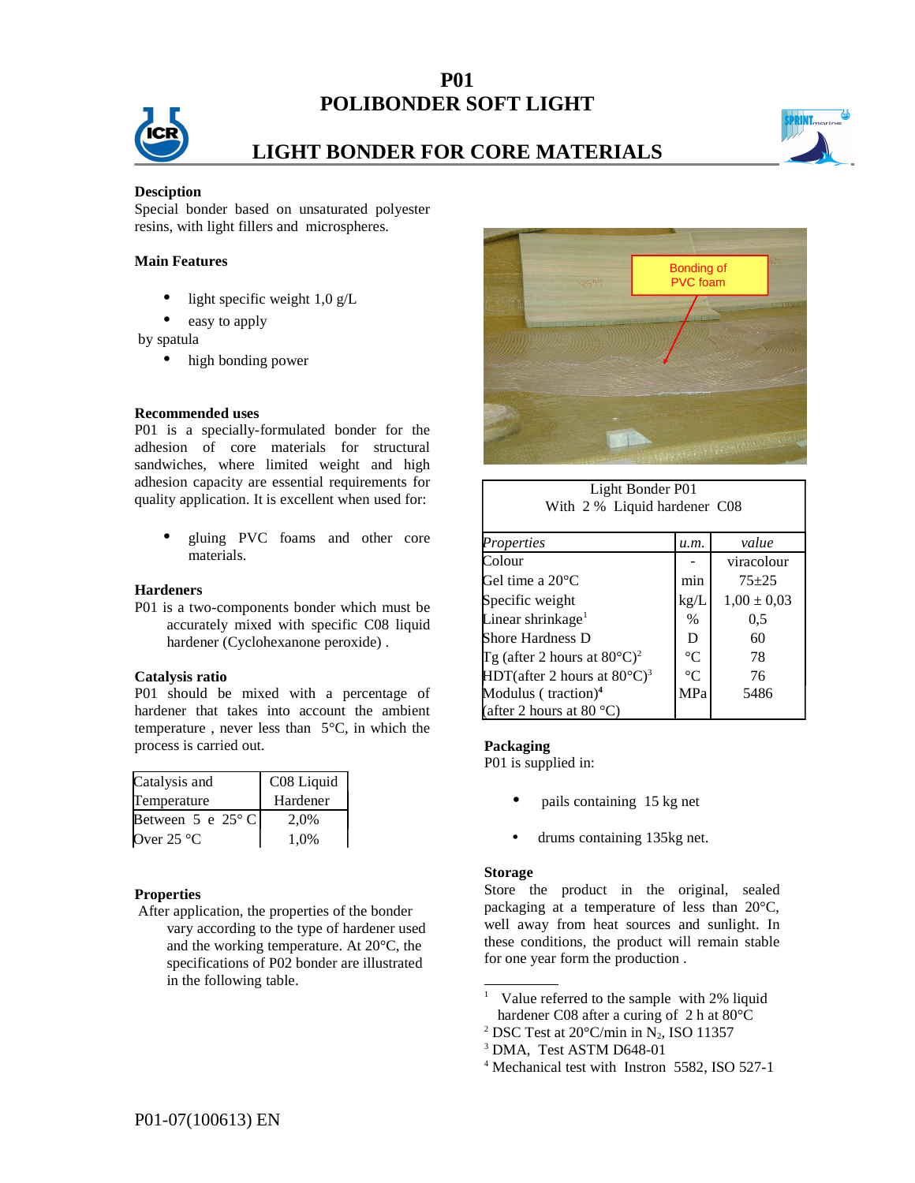# P01
# POLIBONDER SOFT LIGHT

## LIGHT BONDER FOR CORE MATERIALS

### Desciption

Special bonder based on unsaturated polyester resins, with light fillers and microspheres.

### Main Features

- light specific weight 1,0 g/L
- easy to apply

by spatula

- high bonding power

### Recommended uses

P01 is a specially-formulated bonder for the adhesion of core materials for structural sandwiches, where limited weight and high adhesion capacity are essential requirements for quality application. It is excellent when used for:

- gluing PVC foams and other core materials.

### Hardeners

P01 is a two-components bonder which must be accurately mixed with specific C08 liquid hardener (Cyclohexanone peroxide) .

### Catalysis ratio

P01 should be mixed with a percentage of hardener that takes into account the ambient temperature , never less than 5°C, in which the process is carried out.

| Catalysis and Temperature | C08 Liquid Hardener |
|---|---|
| Between 5 e 25° C | 2,0% |
| Over 25 °C | 1,0% |

### Properties

After application, the properties of the bonder vary according to the type of hardener used and the working temperature. At 20°C, the specifications of P02 bonder are illustrated in the following table.

Bonding of PVC foam

Light Bonder P01
With 2 % Liquid hardener C08

| *Properties* | *u.m.* | *value* |
|---|---|---|
| Colour | - | viracolour |
| Gel time a 20°C | min | 75±25 |
| Specific weight | kg/L | 1,00 ± 0,03 |
| Linear shrinkage[1] | % | 0,5 |
| Shore Hardness D | D | 60 |
| Tg (after 2 hours at 80°C)[2] | °C | 78 |
| HDT(after 2 hours at 80°C)[3] | °C | 76 |
| Modulus ( traction)[4] (after 2 hours at 80 °C) | MPa | 5486 |

### Packaging

P01 is supplied in:

- pails containing 15 kg net
- drums containing 135kg net.

### Storage

Store the product in the original, sealed packaging at a temperature of less than 20°C, well away from heat sources and sunlight. In these conditions, the product will remain stable for one year form the production .

---

[1] Value referred to the sample with 2% liquid hardener C08 after a curing of 2 h at 80°C
[2] DSC Test at 20°C/min in $N_2$, ISO 11357
[3] DMA, Test ASTM D648-01
[4] Mechanical test with Instron 5582, ISO 527-1

P01-07(100613) EN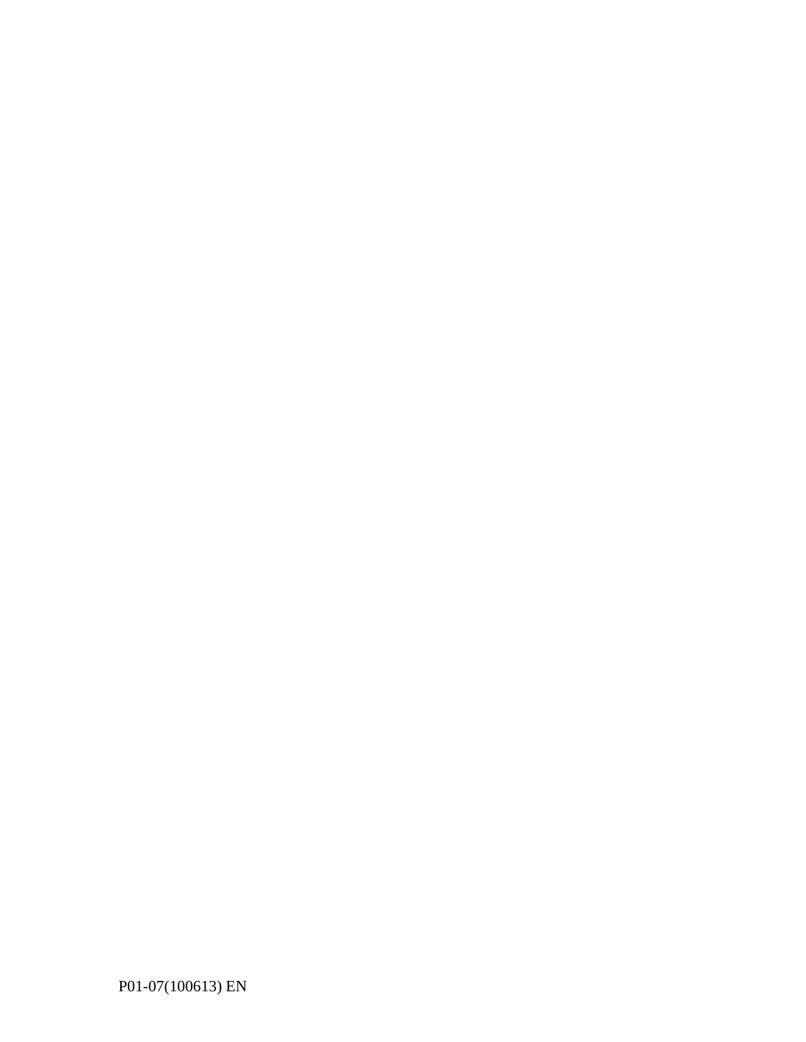P01-07(100613) EN